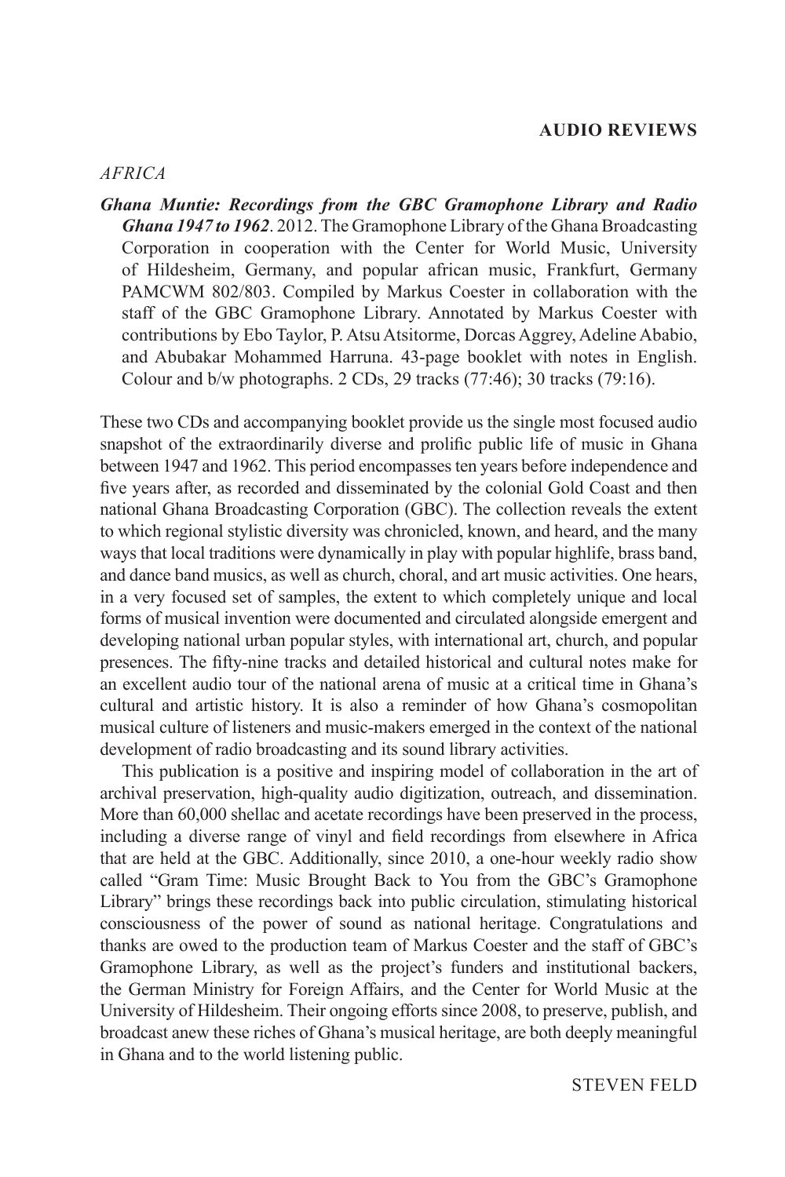## AUDIO REVIEWS

*AFRICA*

***Ghana Muntie: Recordings from the GBC Gramophone Library and Radio Ghana 1947 to 1962***. 2012. The Gramophone Library of the Ghana Broadcasting Corporation in cooperation with the Center for World Music, University of Hildesheim, Germany, and popular african music, Frankfurt, Germany PAMCWM 802/803. Compiled by Markus Coester in collaboration with the staff of the GBC Gramophone Library. Annotated by Markus Coester with contributions by Ebo Taylor, P. Atsu Atsitorme, Dorcas Aggrey, Adeline Ababio, and Abubakar Mohammed Harruna. 43-page booklet with notes in English. Colour and b/w photographs. 2 CDs, 29 tracks (77:46); 30 tracks (79:16).

These two CDs and accompanying booklet provide us the single most focused audio snapshot of the extraordinarily diverse and prolific public life of music in Ghana between 1947 and 1962. This period encompasses ten years before independence and five years after, as recorded and disseminated by the colonial Gold Coast and then national Ghana Broadcasting Corporation (GBC). The collection reveals the extent to which regional stylistic diversity was chronicled, known, and heard, and the many ways that local traditions were dynamically in play with popular highlife, brass band, and dance band musics, as well as church, choral, and art music activities. One hears, in a very focused set of samples, the extent to which completely unique and local forms of musical invention were documented and circulated alongside emergent and developing national urban popular styles, with international art, church, and popular presences. The fifty-nine tracks and detailed historical and cultural notes make for an excellent audio tour of the national arena of music at a critical time in Ghana's cultural and artistic history. It is also a reminder of how Ghana's cosmopolitan musical culture of listeners and music-makers emerged in the context of the national development of radio broadcasting and its sound library activities.

This publication is a positive and inspiring model of collaboration in the art of archival preservation, high-quality audio digitization, outreach, and dissemination. More than 60,000 shellac and acetate recordings have been preserved in the process, including a diverse range of vinyl and field recordings from elsewhere in Africa that are held at the GBC. Additionally, since 2010, a one-hour weekly radio show called "Gram Time: Music Brought Back to You from the GBC's Gramophone Library" brings these recordings back into public circulation, stimulating historical consciousness of the power of sound as national heritage. Congratulations and thanks are owed to the production team of Markus Coester and the staff of GBC's Gramophone Library, as well as the project's funders and institutional backers, the German Ministry for Foreign Affairs, and the Center for World Music at the University of Hildesheim. Their ongoing efforts since 2008, to preserve, publish, and broadcast anew these riches of Ghana's musical heritage, are both deeply meaningful in Ghana and to the world listening public.

STEVEN FELD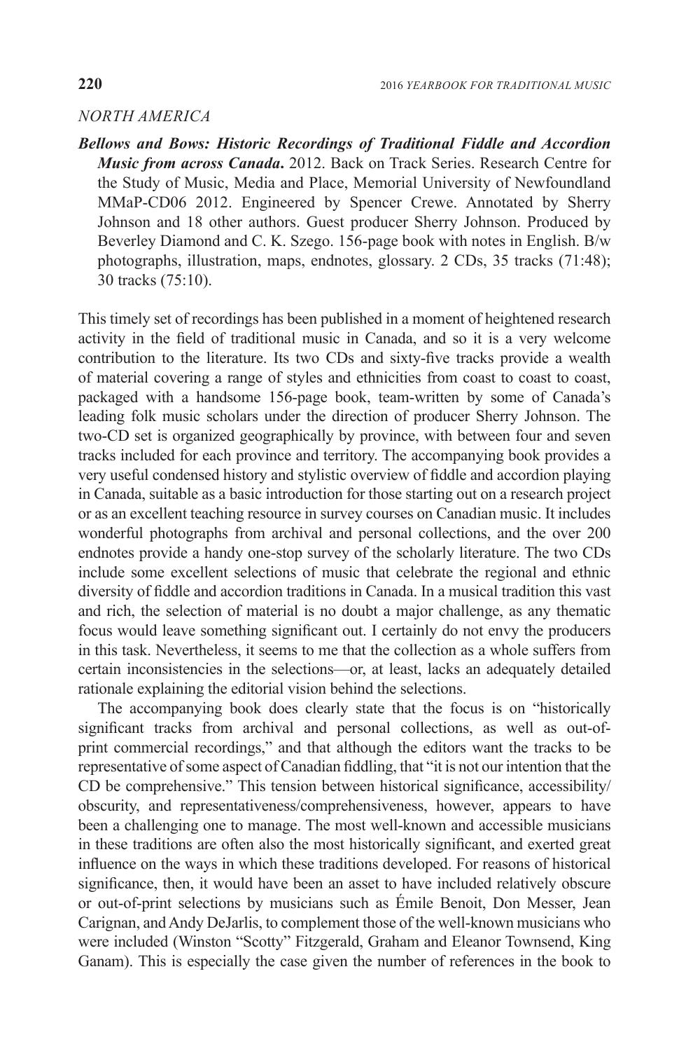*NORTH AMERICA*

***Bellows and Bows: Historic Recordings of Traditional Fiddle and Accordion Music from across Canada*.** 2012. Back on Track Series. Research Centre for the Study of Music, Media and Place, Memorial University of Newfoundland MMaP-CD06 2012. Engineered by Spencer Crewe. Annotated by Sherry Johnson and 18 other authors. Guest producer Sherry Johnson. Produced by Beverley Diamond and C. K. Szego. 156-page book with notes in English. B/w photographs, illustration, maps, endnotes, glossary. 2 CDs, 35 tracks (71:48); 30 tracks (75:10).

This timely set of recordings has been published in a moment of heightened research activity in the field of traditional music in Canada, and so it is a very welcome contribution to the literature. Its two CDs and sixty-five tracks provide a wealth of material covering a range of styles and ethnicities from coast to coast to coast, packaged with a handsome 156-page book, team-written by some of Canada's leading folk music scholars under the direction of producer Sherry Johnson. The two-CD set is organized geographically by province, with between four and seven tracks included for each province and territory. The accompanying book provides a very useful condensed history and stylistic overview of fiddle and accordion playing in Canada, suitable as a basic introduction for those starting out on a research project or as an excellent teaching resource in survey courses on Canadian music. It includes wonderful photographs from archival and personal collections, and the over 200 endnotes provide a handy one-stop survey of the scholarly literature. The two CDs include some excellent selections of music that celebrate the regional and ethnic diversity of fiddle and accordion traditions in Canada. In a musical tradition this vast and rich, the selection of material is no doubt a major challenge, as any thematic focus would leave something significant out. I certainly do not envy the producers in this task. Nevertheless, it seems to me that the collection as a whole suffers from certain inconsistencies in the selections—or, at least, lacks an adequately detailed rationale explaining the editorial vision behind the selections.

The accompanying book does clearly state that the focus is on "historically significant tracks from archival and personal collections, as well as out-of-print commercial recordings," and that although the editors want the tracks to be representative of some aspect of Canadian fiddling, that "it is not our intention that the CD be comprehensive." This tension between historical significance, accessibility/obscurity, and representativeness/comprehensiveness, however, appears to have been a challenging one to manage. The most well-known and accessible musicians in these traditions are often also the most historically significant, and exerted great influence on the ways in which these traditions developed. For reasons of historical significance, then, it would have been an asset to have included relatively obscure or out-of-print selections by musicians such as Émile Benoit, Don Messer, Jean Carignan, and Andy DeJarlis, to complement those of the well-known musicians who were included (Winston "Scotty" Fitzgerald, Graham and Eleanor Townsend, King Ganam). This is especially the case given the number of references in the book to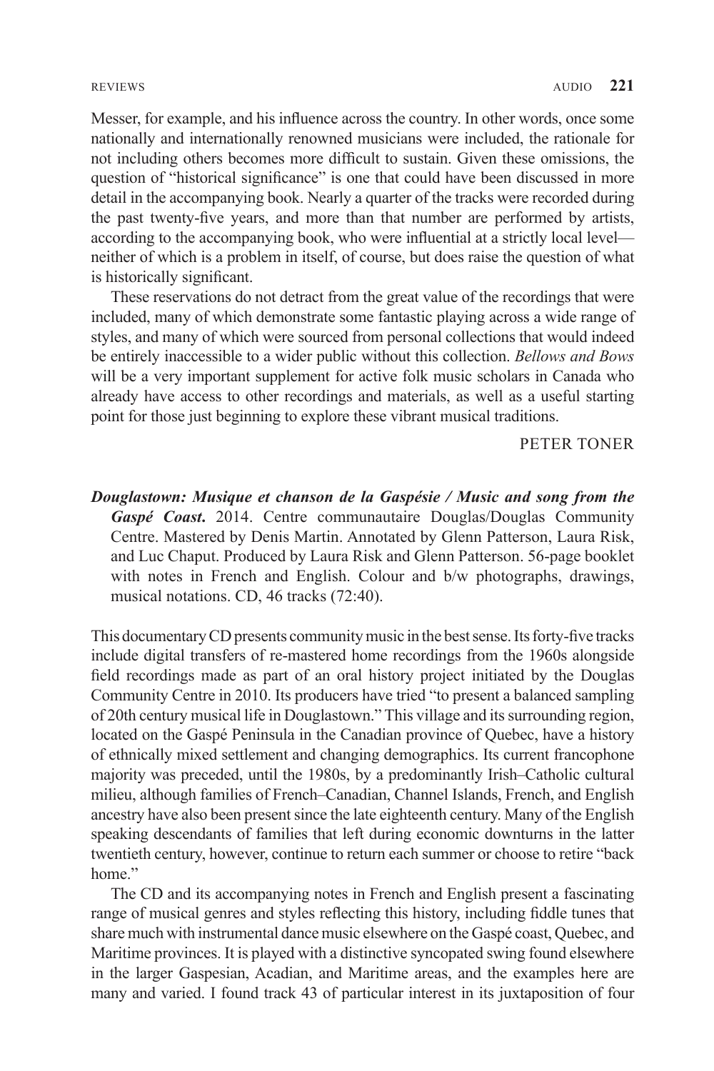Messer, for example, and his influence across the country. In other words, once some nationally and internationally renowned musicians were included, the rationale for not including others becomes more difficult to sustain. Given these omissions, the question of "historical significance" is one that could have been discussed in more detail in the accompanying book. Nearly a quarter of the tracks were recorded during the past twenty-five years, and more than that number are performed by artists, according to the accompanying book, who were influential at a strictly local level—neither of which is a problem in itself, of course, but does raise the question of what is historically significant.

These reservations do not detract from the great value of the recordings that were included, many of which demonstrate some fantastic playing across a wide range of styles, and many of which were sourced from personal collections that would indeed be entirely inaccessible to a wider public without this collection. *Bellows and Bows* will be a very important supplement for active folk music scholars in Canada who already have access to other recordings and materials, as well as a useful starting point for those just beginning to explore these vibrant musical traditions.

PETER TONER

***Douglastown: Musique et chanson de la Gaspésie / Music and song from the Gaspé Coast*****.** 2014. Centre communautaire Douglas/Douglas Community Centre. Mastered by Denis Martin. Annotated by Glenn Patterson, Laura Risk, and Luc Chaput. Produced by Laura Risk and Glenn Patterson. 56-page booklet with notes in French and English. Colour and b/w photographs, drawings, musical notations. CD, 46 tracks (72:40).

This documentary CD presents community music in the best sense. Its forty-five tracks include digital transfers of re-mastered home recordings from the 1960s alongside field recordings made as part of an oral history project initiated by the Douglas Community Centre in 2010. Its producers have tried "to present a balanced sampling of 20th century musical life in Douglastown." This village and its surrounding region, located on the Gaspé Peninsula in the Canadian province of Quebec, have a history of ethnically mixed settlement and changing demographics. Its current francophone majority was preceded, until the 1980s, by a predominantly Irish–Catholic cultural milieu, although families of French–Canadian, Channel Islands, French, and English ancestry have also been present since the late eighteenth century. Many of the English speaking descendants of families that left during economic downturns in the latter twentieth century, however, continue to return each summer or choose to retire "back home."

The CD and its accompanying notes in French and English present a fascinating range of musical genres and styles reflecting this history, including fiddle tunes that share much with instrumental dance music elsewhere on the Gaspé coast, Quebec, and Maritime provinces. It is played with a distinctive syncopated swing found elsewhere in the larger Gaspesian, Acadian, and Maritime areas, and the examples here are many and varied. I found track 43 of particular interest in its juxtaposition of four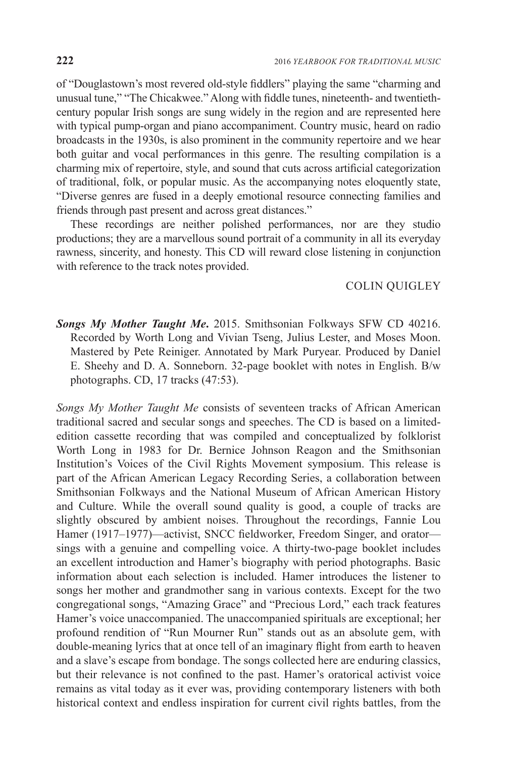of "Douglastown's most revered old-style fiddlers" playing the same "charming and unusual tune," "The Chicakwee." Along with fiddle tunes, nineteenth- and twentieth-century popular Irish songs are sung widely in the region and are represented here with typical pump-organ and piano accompaniment. Country music, heard on radio broadcasts in the 1930s, is also prominent in the community repertoire and we hear both guitar and vocal performances in this genre. The resulting compilation is a charming mix of repertoire, style, and sound that cuts across artificial categorization of traditional, folk, or popular music. As the accompanying notes eloquently state, "Diverse genres are fused in a deeply emotional resource connecting families and friends through past present and across great distances."

These recordings are neither polished performances, nor are they studio productions; they are a marvellous sound portrait of a community in all its everyday rawness, sincerity, and honesty. This CD will reward close listening in conjunction with reference to the track notes provided.

COLIN QUIGLEY

***Songs My Mother Taught Me*.** 2015. Smithsonian Folkways SFW CD 40216. Recorded by Worth Long and Vivian Tseng, Julius Lester, and Moses Moon. Mastered by Pete Reiniger. Annotated by Mark Puryear. Produced by Daniel E. Sheehy and D. A. Sonneborn. 32-page booklet with notes in English. B/w photographs. CD, 17 tracks (47:53).

*Songs My Mother Taught Me* consists of seventeen tracks of African American traditional sacred and secular songs and speeches. The CD is based on a limited-edition cassette recording that was compiled and conceptualized by folklorist Worth Long in 1983 for Dr. Bernice Johnson Reagon and the Smithsonian Institution's Voices of the Civil Rights Movement symposium. This release is part of the African American Legacy Recording Series, a collaboration between Smithsonian Folkways and the National Museum of African American History and Culture. While the overall sound quality is good, a couple of tracks are slightly obscured by ambient noises. Throughout the recordings, Fannie Lou Hamer (1917–1977)—activist, SNCC fieldworker, Freedom Singer, and orator—sings with a genuine and compelling voice. A thirty-two-page booklet includes an excellent introduction and Hamer's biography with period photographs. Basic information about each selection is included. Hamer introduces the listener to songs her mother and grandmother sang in various contexts. Except for the two congregational songs, "Amazing Grace" and "Precious Lord," each track features Hamer's voice unaccompanied. The unaccompanied spirituals are exceptional; her profound rendition of "Run Mourner Run" stands out as an absolute gem, with double-meaning lyrics that at once tell of an imaginary flight from earth to heaven and a slave's escape from bondage. The songs collected here are enduring classics, but their relevance is not confined to the past. Hamer's oratorical activist voice remains as vital today as it ever was, providing contemporary listeners with both historical context and endless inspiration for current civil rights battles, from the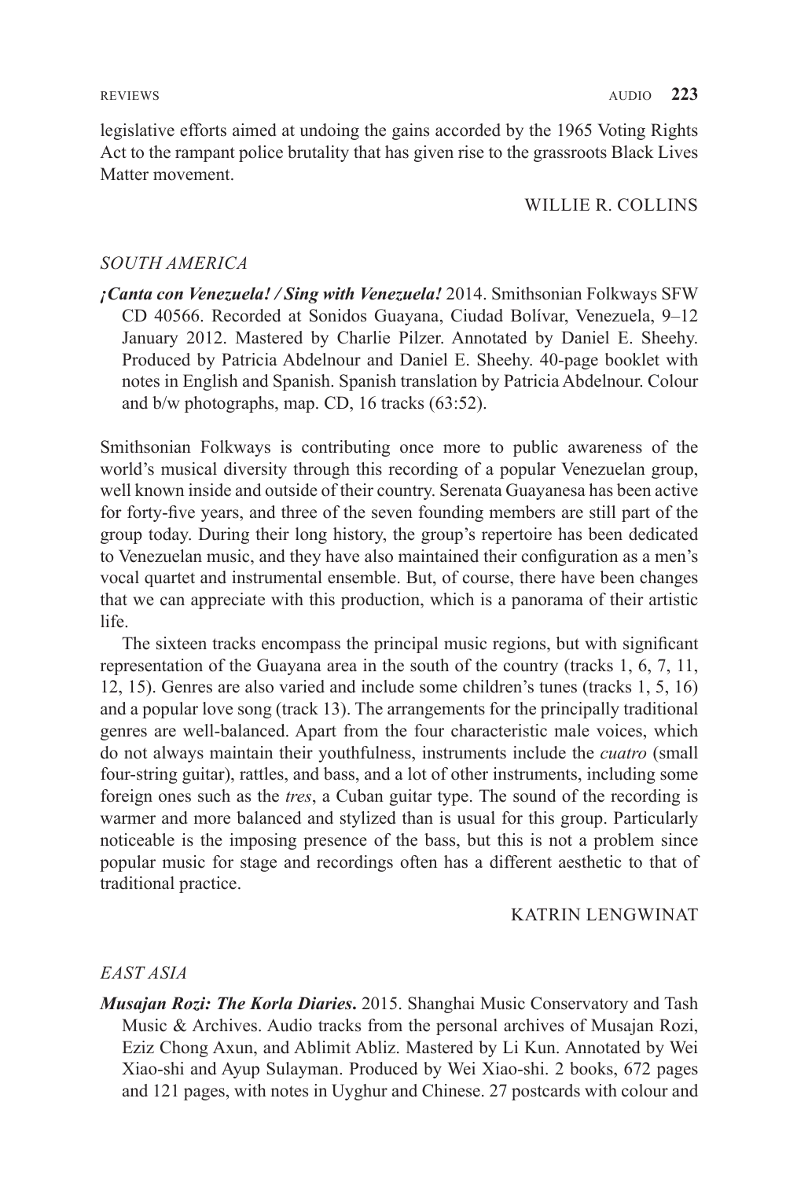legislative efforts aimed at undoing the gains accorded by the 1965 Voting Rights Act to the rampant police brutality that has given rise to the grassroots Black Lives Matter movement.

WILLIE R. COLLINS

## *SOUTH AMERICA*

***¡Canta con Venezuela! / Sing with Venezuela!*** 2014. Smithsonian Folkways SFW CD 40566. Recorded at Sonidos Guayana, Ciudad Bolívar, Venezuela, 9–12 January 2012. Mastered by Charlie Pilzer. Annotated by Daniel E. Sheehy. Produced by Patricia Abdelnour and Daniel E. Sheehy. 40-page booklet with notes in English and Spanish. Spanish translation by Patricia Abdelnour. Colour and b/w photographs, map. CD, 16 tracks (63:52).

Smithsonian Folkways is contributing once more to public awareness of the world's musical diversity through this recording of a popular Venezuelan group, well known inside and outside of their country. Serenata Guayanesa has been active for forty-five years, and three of the seven founding members are still part of the group today. During their long history, the group's repertoire has been dedicated to Venezuelan music, and they have also maintained their configuration as a men's vocal quartet and instrumental ensemble. But, of course, there have been changes that we can appreciate with this production, which is a panorama of their artistic life.

The sixteen tracks encompass the principal music regions, but with significant representation of the Guayana area in the south of the country (tracks 1, 6, 7, 11, 12, 15). Genres are also varied and include some children's tunes (tracks 1, 5, 16) and a popular love song (track 13). The arrangements for the principally traditional genres are well-balanced. Apart from the four characteristic male voices, which do not always maintain their youthfulness, instruments include the *cuatro* (small four-string guitar), rattles, and bass, and a lot of other instruments, including some foreign ones such as the *tres*, a Cuban guitar type. The sound of the recording is warmer and more balanced and stylized than is usual for this group. Particularly noticeable is the imposing presence of the bass, but this is not a problem since popular music for stage and recordings often has a different aesthetic to that of traditional practice.

KATRIN LENGWINAT

## *EAST ASIA*

***Musajan Rozi: The Korla Diaries*.** 2015. Shanghai Music Conservatory and Tash Music & Archives. Audio tracks from the personal archives of Musajan Rozi, Eziz Chong Axun, and Ablimit Abliz. Mastered by Li Kun. Annotated by Wei Xiao-shi and Ayup Sulayman. Produced by Wei Xiao-shi. 2 books, 672 pages and 121 pages, with notes in Uyghur and Chinese. 27 postcards with colour and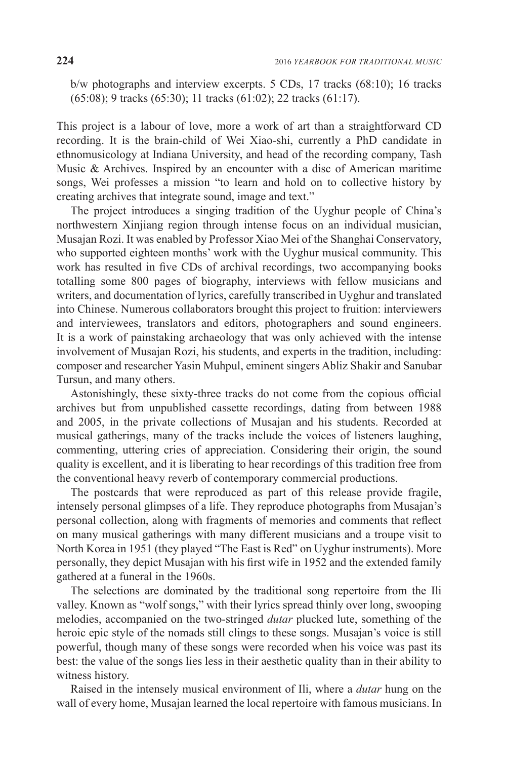b/w photographs and interview excerpts. 5 CDs, 17 tracks (68:10); 16 tracks (65:08); 9 tracks (65:30); 11 tracks (61:02); 22 tracks (61:17).

This project is a labour of love, more a work of art than a straightforward CD recording. It is the brain-child of Wei Xiao-shi, currently a PhD candidate in ethnomusicology at Indiana University, and head of the recording company, Tash Music & Archives. Inspired by an encounter with a disc of American maritime songs, Wei professes a mission "to learn and hold on to collective history by creating archives that integrate sound, image and text."

The project introduces a singing tradition of the Uyghur people of China's northwestern Xinjiang region through intense focus on an individual musician, Musajan Rozi. It was enabled by Professor Xiao Mei of the Shanghai Conservatory, who supported eighteen months' work with the Uyghur musical community. This work has resulted in five CDs of archival recordings, two accompanying books totalling some 800 pages of biography, interviews with fellow musicians and writers, and documentation of lyrics, carefully transcribed in Uyghur and translated into Chinese. Numerous collaborators brought this project to fruition: interviewers and interviewees, translators and editors, photographers and sound engineers. It is a work of painstaking archaeology that was only achieved with the intense involvement of Musajan Rozi, his students, and experts in the tradition, including: composer and researcher Yasin Muhpul, eminent singers Abliz Shakir and Sanubar Tursun, and many others.

Astonishingly, these sixty-three tracks do not come from the copious official archives but from unpublished cassette recordings, dating from between 1988 and 2005, in the private collections of Musajan and his students. Recorded at musical gatherings, many of the tracks include the voices of listeners laughing, commenting, uttering cries of appreciation. Considering their origin, the sound quality is excellent, and it is liberating to hear recordings of this tradition free from the conventional heavy reverb of contemporary commercial productions.

The postcards that were reproduced as part of this release provide fragile, intensely personal glimpses of a life. They reproduce photographs from Musajan's personal collection, along with fragments of memories and comments that reflect on many musical gatherings with many different musicians and a troupe visit to North Korea in 1951 (they played "The East is Red" on Uyghur instruments). More personally, they depict Musajan with his first wife in 1952 and the extended family gathered at a funeral in the 1960s.

The selections are dominated by the traditional song repertoire from the Ili valley. Known as "wolf songs," with their lyrics spread thinly over long, swooping melodies, accompanied on the two-stringed *dutar* plucked lute, something of the heroic epic style of the nomads still clings to these songs. Musajan's voice is still powerful, though many of these songs were recorded when his voice was past its best: the value of the songs lies less in their aesthetic quality than in their ability to witness history.

Raised in the intensely musical environment of Ili, where a *dutar* hung on the wall of every home, Musajan learned the local repertoire with famous musicians. In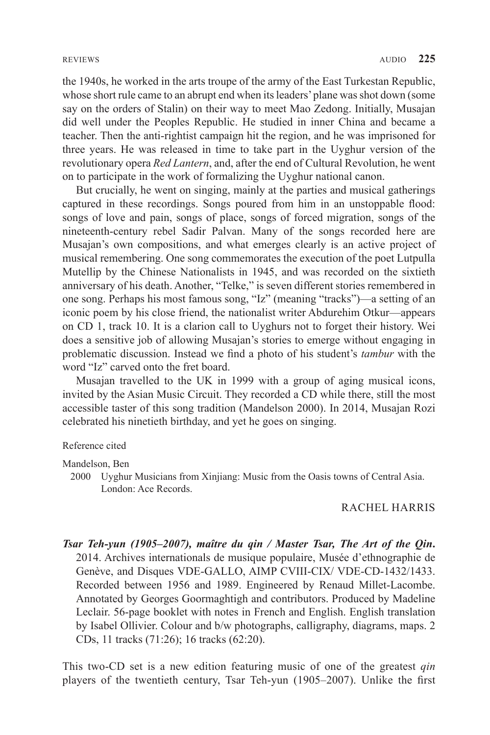the 1940s, he worked in the arts troupe of the army of the East Turkestan Republic, whose short rule came to an abrupt end when its leaders' plane was shot down (some say on the orders of Stalin) on their way to meet Mao Zedong. Initially, Musajan did well under the Peoples Republic. He studied in inner China and became a teacher. Then the anti-rightist campaign hit the region, and he was imprisoned for three years. He was released in time to take part in the Uyghur version of the revolutionary opera *Red Lantern*, and, after the end of Cultural Revolution, he went on to participate in the work of formalizing the Uyghur national canon.

But crucially, he went on singing, mainly at the parties and musical gatherings captured in these recordings. Songs poured from him in an unstoppable flood: songs of love and pain, songs of place, songs of forced migration, songs of the nineteenth-century rebel Sadir Palvan. Many of the songs recorded here are Musajan's own compositions, and what emerges clearly is an active project of musical remembering. One song commemorates the execution of the poet Lutpulla Mutellip by the Chinese Nationalists in 1945, and was recorded on the sixtieth anniversary of his death. Another, "Telke," is seven different stories remembered in one song. Perhaps his most famous song, "Iz" (meaning "tracks")—a setting of an iconic poem by his close friend, the nationalist writer Abdurehim Otkur—appears on CD 1, track 10. It is a clarion call to Uyghurs not to forget their history. Wei does a sensitive job of allowing Musajan's stories to emerge without engaging in problematic discussion. Instead we find a photo of his student's *tambur* with the word "Iz" carved onto the fret board.

Musajan travelled to the UK in 1999 with a group of aging musical icons, invited by the Asian Music Circuit. They recorded a CD while there, still the most accessible taster of this song tradition (Mandelson 2000). In 2014, Musajan Rozi celebrated his ninetieth birthday, and yet he goes on singing.

Reference cited

Mandelson, Ben
2000 Uyghur Musicians from Xinjiang: Music from the Oasis towns of Central Asia. London: Ace Records.

RACHEL HARRIS

***Tsar Teh-yun (1905–2007), maître du qin / Master Tsar, The Art of the Qin***. 2014. Archives internationals de musique populaire, Musée d'ethnographie de Genève, and Disques VDE-GALLO, AIMP CVIII-CIX/ VDE-CD-1432/1433. Recorded between 1956 and 1989. Engineered by Renaud Millet-Lacombe. Annotated by Georges Goormaghtigh and contributors. Produced by Madeline Leclair. 56-page booklet with notes in French and English. English translation by Isabel Ollivier. Colour and b/w photographs, calligraphy, diagrams, maps. 2 CDs, 11 tracks (71:26); 16 tracks (62:20).

This two-CD set is a new edition featuring music of one of the greatest *qin* players of the twentieth century, Tsar Teh-yun (1905–2007). Unlike the first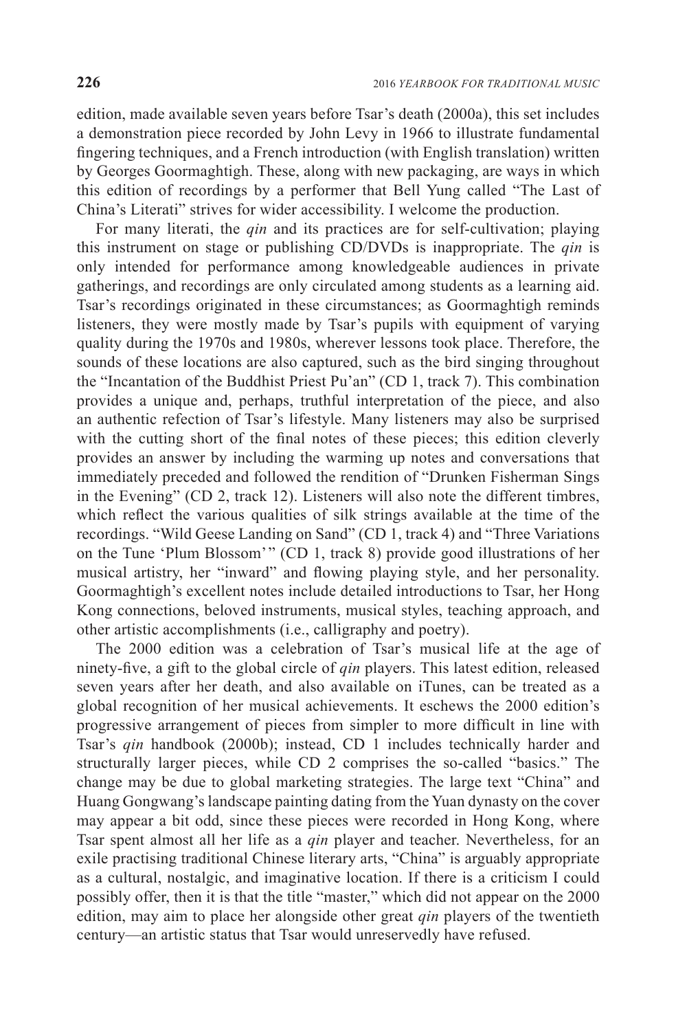edition, made available seven years before Tsar's death (2000a), this set includes a demonstration piece recorded by John Levy in 1966 to illustrate fundamental fingering techniques, and a French introduction (with English translation) written by Georges Goormaghtigh. These, along with new packaging, are ways in which this edition of recordings by a performer that Bell Yung called "The Last of China's Literati" strives for wider accessibility. I welcome the production.

For many literati, the *qin* and its practices are for self-cultivation; playing this instrument on stage or publishing CD/DVDs is inappropriate. The *qin* is only intended for performance among knowledgeable audiences in private gatherings, and recordings are only circulated among students as a learning aid. Tsar's recordings originated in these circumstances; as Goormaghtigh reminds listeners, they were mostly made by Tsar's pupils with equipment of varying quality during the 1970s and 1980s, wherever lessons took place. Therefore, the sounds of these locations are also captured, such as the bird singing throughout the "Incantation of the Buddhist Priest Pu'an" (CD 1, track 7). This combination provides a unique and, perhaps, truthful interpretation of the piece, and also an authentic refection of Tsar's lifestyle. Many listeners may also be surprised with the cutting short of the final notes of these pieces; this edition cleverly provides an answer by including the warming up notes and conversations that immediately preceded and followed the rendition of "Drunken Fisherman Sings in the Evening" (CD 2, track 12). Listeners will also note the different timbres, which reflect the various qualities of silk strings available at the time of the recordings. "Wild Geese Landing on Sand" (CD 1, track 4) and "Three Variations on the Tune 'Plum Blossom'" (CD 1, track 8) provide good illustrations of her musical artistry, her "inward" and flowing playing style, and her personality. Goormaghtigh's excellent notes include detailed introductions to Tsar, her Hong Kong connections, beloved instruments, musical styles, teaching approach, and other artistic accomplishments (i.e., calligraphy and poetry).

The 2000 edition was a celebration of Tsar's musical life at the age of ninety-five, a gift to the global circle of *qin* players. This latest edition, released seven years after her death, and also available on iTunes, can be treated as a global recognition of her musical achievements. It eschews the 2000 edition's progressive arrangement of pieces from simpler to more difficult in line with Tsar's *qin* handbook (2000b); instead, CD 1 includes technically harder and structurally larger pieces, while CD 2 comprises the so-called "basics." The change may be due to global marketing strategies. The large text "China" and Huang Gongwang's landscape painting dating from the Yuan dynasty on the cover may appear a bit odd, since these pieces were recorded in Hong Kong, where Tsar spent almost all her life as a *qin* player and teacher. Nevertheless, for an exile practising traditional Chinese literary arts, "China" is arguably appropriate as a cultural, nostalgic, and imaginative location. If there is a criticism I could possibly offer, then it is that the title "master," which did not appear on the 2000 edition, may aim to place her alongside other great *qin* players of the twentieth century—an artistic status that Tsar would unreservedly have refused.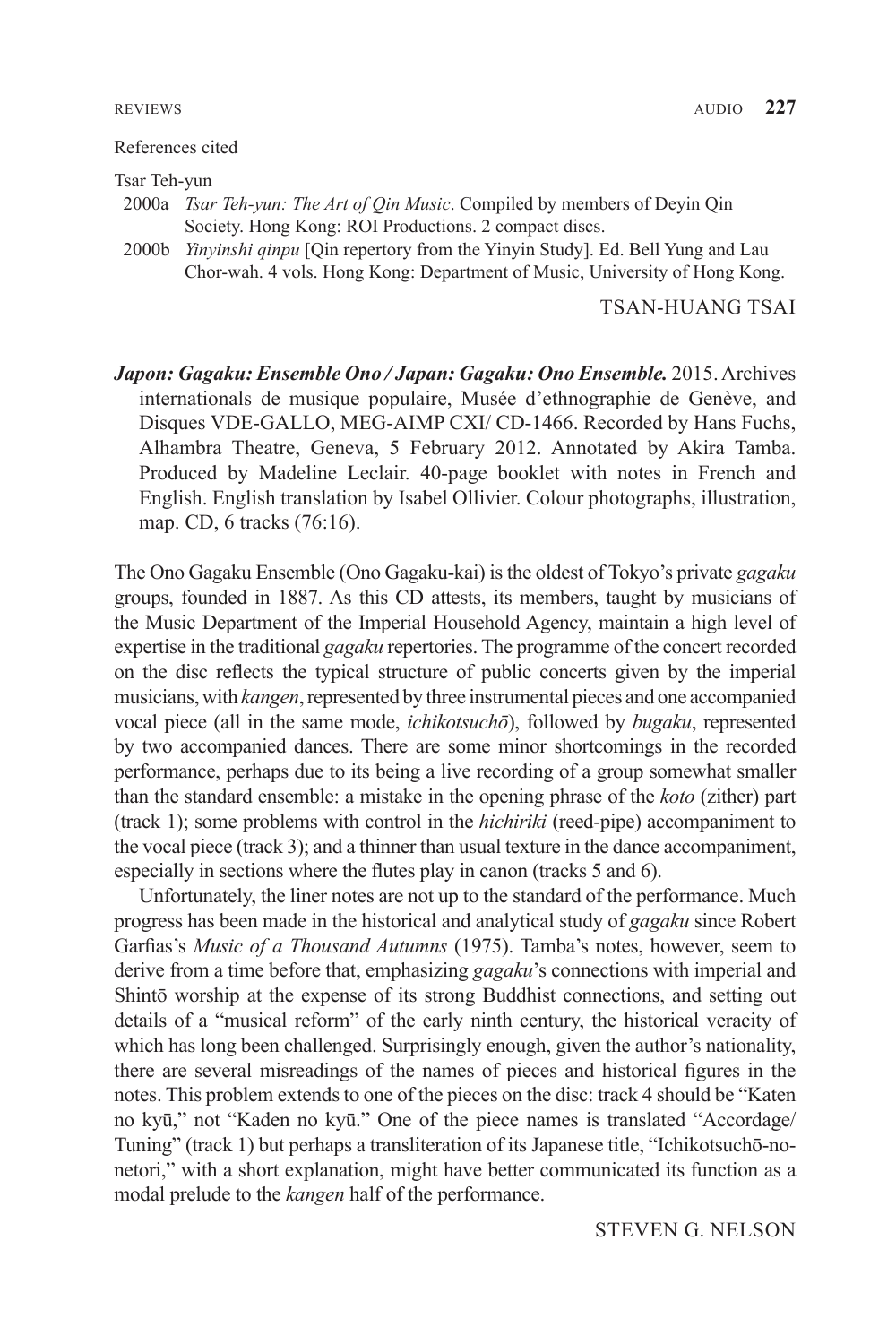References cited

Tsar Teh-yun

2000a *Tsar Teh-yun: The Art of Qin Music*. Compiled by members of Deyin Qin Society. Hong Kong: ROI Productions. 2 compact discs.

2000b *Yinyinshi qinpu* [Qin repertory from the Yinyin Study]. Ed. Bell Yung and Lau Chor-wah. 4 vols. Hong Kong: Department of Music, University of Hong Kong.

TSAN-HUANG TSAI

***Japon: Gagaku: Ensemble Ono / Japan: Gagaku: Ono Ensemble.*** 2015. Archives internationals de musique populaire, Musée d'ethnographie de Genève, and Disques VDE-GALLO, MEG-AIMP CXI/ CD-1466. Recorded by Hans Fuchs, Alhambra Theatre, Geneva, 5 February 2012. Annotated by Akira Tamba. Produced by Madeline Leclair. 40-page booklet with notes in French and English. English translation by Isabel Ollivier. Colour photographs, illustration, map. CD, 6 tracks (76:16).

The Ono Gagaku Ensemble (Ono Gagaku-kai) is the oldest of Tokyo's private *gagaku* groups, founded in 1887. As this CD attests, its members, taught by musicians of the Music Department of the Imperial Household Agency, maintain a high level of expertise in the traditional *gagaku* repertories. The programme of the concert recorded on the disc reflects the typical structure of public concerts given by the imperial musicians, with *kangen*, represented by three instrumental pieces and one accompanied vocal piece (all in the same mode, *ichikotsuchō*), followed by *bugaku*, represented by two accompanied dances. There are some minor shortcomings in the recorded performance, perhaps due to its being a live recording of a group somewhat smaller than the standard ensemble: a mistake in the opening phrase of the *koto* (zither) part (track 1); some problems with control in the *hichiriki* (reed-pipe) accompaniment to the vocal piece (track 3); and a thinner than usual texture in the dance accompaniment, especially in sections where the flutes play in canon (tracks 5 and 6).

Unfortunately, the liner notes are not up to the standard of the performance. Much progress has been made in the historical and analytical study of *gagaku* since Robert Garfias's *Music of a Thousand Autumns* (1975). Tamba's notes, however, seem to derive from a time before that, emphasizing *gagaku*'s connections with imperial and Shintō worship at the expense of its strong Buddhist connections, and setting out details of a "musical reform" of the early ninth century, the historical veracity of which has long been challenged. Surprisingly enough, given the author's nationality, there are several misreadings of the names of pieces and historical figures in the notes. This problem extends to one of the pieces on the disc: track 4 should be "Katen no kyū," not "Kaden no kyū." One of the piece names is translated "Accordage/ Tuning" (track 1) but perhaps a transliteration of its Japanese title, "Ichikotsuchō-no-netori," with a short explanation, might have better communicated its function as a modal prelude to the *kangen* half of the performance.

STEVEN G. NELSON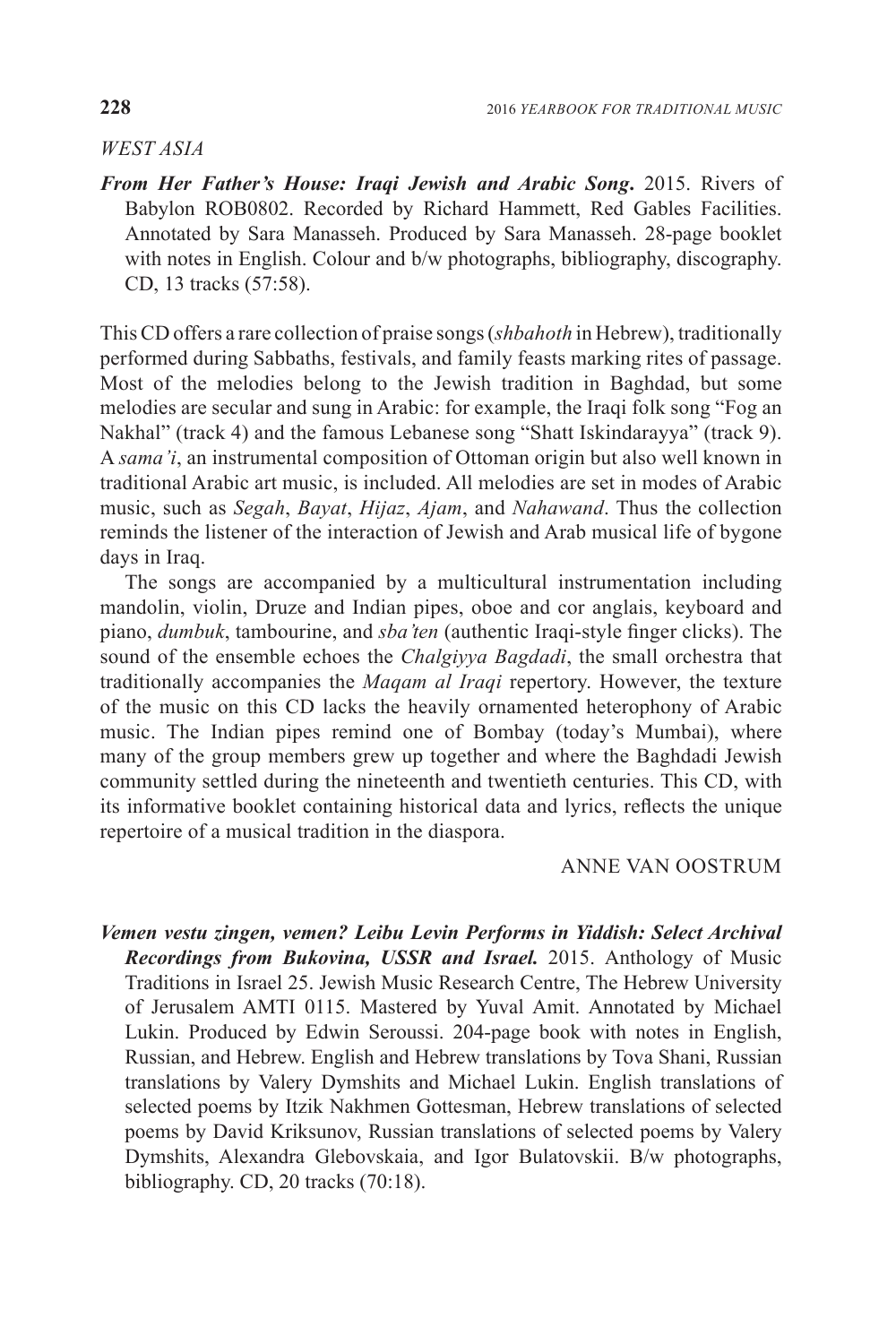*WEST ASIA*

***From Her Father's House: Iraqi Jewish and Arabic Song*.** 2015. Rivers of Babylon ROB0802. Recorded by Richard Hammett, Red Gables Facilities. Annotated by Sara Manasseh. Produced by Sara Manasseh. 28-page booklet with notes in English. Colour and b/w photographs, bibliography, discography. CD, 13 tracks (57:58).

This CD offers a rare collection of praise songs (*shbahoth* in Hebrew), traditionally performed during Sabbaths, festivals, and family feasts marking rites of passage. Most of the melodies belong to the Jewish tradition in Baghdad, but some melodies are secular and sung in Arabic: for example, the Iraqi folk song "Fog an Nakhal" (track 4) and the famous Lebanese song "Shatt Iskindarayya" (track 9). A *sama'i*, an instrumental composition of Ottoman origin but also well known in traditional Arabic art music, is included. All melodies are set in modes of Arabic music, such as *Segah*, *Bayat*, *Hijaz*, *Ajam*, and *Nahawand*. Thus the collection reminds the listener of the interaction of Jewish and Arab musical life of bygone days in Iraq.

The songs are accompanied by a multicultural instrumentation including mandolin, violin, Druze and Indian pipes, oboe and cor anglais, keyboard and piano, *dumbuk*, tambourine, and *sba'ten* (authentic Iraqi-style finger clicks). The sound of the ensemble echoes the *Chalgiyya Bagdadi*, the small orchestra that traditionally accompanies the *Maqam al Iraqi* repertory. However, the texture of the music on this CD lacks the heavily ornamented heterophony of Arabic music. The Indian pipes remind one of Bombay (today's Mumbai), where many of the group members grew up together and where the Baghdadi Jewish community settled during the nineteenth and twentieth centuries. This CD, with its informative booklet containing historical data and lyrics, reflects the unique repertoire of a musical tradition in the diaspora.

ANNE VAN OOSTRUM

***Vemen vestu zingen, vemen? Leibu Levin Performs in Yiddish: Select Archival Recordings from Bukovina, USSR and Israel.*** 2015. Anthology of Music Traditions in Israel 25. Jewish Music Research Centre, The Hebrew University of Jerusalem AMTI 0115. Mastered by Yuval Amit. Annotated by Michael Lukin. Produced by Edwin Seroussi. 204-page book with notes in English, Russian, and Hebrew. English and Hebrew translations by Tova Shani, Russian translations by Valery Dymshits and Michael Lukin. English translations of selected poems by Itzik Nakhmen Gottesman, Hebrew translations of selected poems by David Kriksunov, Russian translations of selected poems by Valery Dymshits, Alexandra Glebovskaia, and Igor Bulatovskii. B/w photographs, bibliography. CD, 20 tracks (70:18).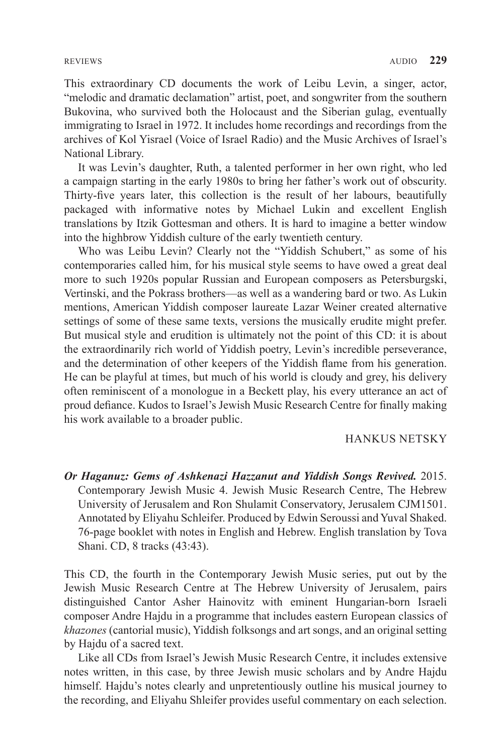This extraordinary CD documents the work of Leibu Levin, a singer, actor, "melodic and dramatic declamation" artist, poet, and songwriter from the southern Bukovina, who survived both the Holocaust and the Siberian gulag, eventually immigrating to Israel in 1972. It includes home recordings and recordings from the archives of Kol Yisrael (Voice of Israel Radio) and the Music Archives of Israel's National Library.

It was Levin's daughter, Ruth, a talented performer in her own right, who led a campaign starting in the early 1980s to bring her father's work out of obscurity. Thirty-five years later, this collection is the result of her labours, beautifully packaged with informative notes by Michael Lukin and excellent English translations by Itzik Gottesman and others. It is hard to imagine a better window into the highbrow Yiddish culture of the early twentieth century.

Who was Leibu Levin? Clearly not the "Yiddish Schubert," as some of his contemporaries called him, for his musical style seems to have owed a great deal more to such 1920s popular Russian and European composers as Petersburgski, Vertinski, and the Pokrass brothers—as well as a wandering bard or two. As Lukin mentions, American Yiddish composer laureate Lazar Weiner created alternative settings of some of these same texts, versions the musically erudite might prefer. But musical style and erudition is ultimately not the point of this CD: it is about the extraordinarily rich world of Yiddish poetry, Levin's incredible perseverance, and the determination of other keepers of the Yiddish flame from his generation. He can be playful at times, but much of his world is cloudy and grey, his delivery often reminiscent of a monologue in a Beckett play, his every utterance an act of proud defiance. Kudos to Israel's Jewish Music Research Centre for finally making his work available to a broader public.

HANKUS NETSKY

***Or Haganuz: Gems of Ashkenazi Hazzanut and Yiddish Songs Revived.*** 2015. Contemporary Jewish Music 4. Jewish Music Research Centre, The Hebrew University of Jerusalem and Ron Shulamit Conservatory, Jerusalem CJM1501. Annotated by Eliyahu Schleifer. Produced by Edwin Seroussi and Yuval Shaked. 76-page booklet with notes in English and Hebrew. English translation by Tova Shani. CD, 8 tracks (43:43).

This CD, the fourth in the Contemporary Jewish Music series, put out by the Jewish Music Research Centre at The Hebrew University of Jerusalem, pairs distinguished Cantor Asher Hainovitz with eminent Hungarian-born Israeli composer Andre Hajdu in a programme that includes eastern European classics of *khazones* (cantorial music), Yiddish folksongs and art songs, and an original setting by Hajdu of a sacred text.

Like all CDs from Israel's Jewish Music Research Centre, it includes extensive notes written, in this case, by three Jewish music scholars and by Andre Hajdu himself. Hajdu's notes clearly and unpretentiously outline his musical journey to the recording, and Eliyahu Shleifer provides useful commentary on each selection.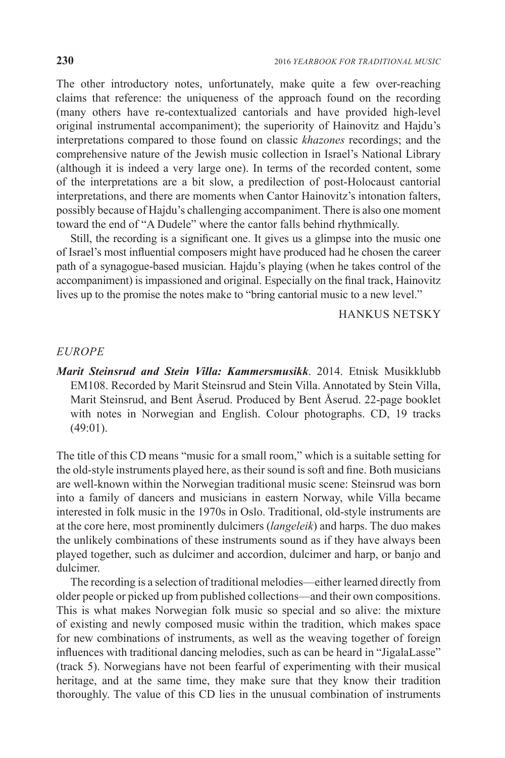The other introductory notes, unfortunately, make quite a few over-reaching claims that reference: the uniqueness of the approach found on the recording (many others have re-contextualized cantorials and have provided high-level original instrumental accompaniment); the superiority of Hainovitz and Hajdu's interpretations compared to those found on classic *khazones* recordings; and the comprehensive nature of the Jewish music collection in Israel's National Library (although it is indeed a very large one). In terms of the recorded content, some of the interpretations are a bit slow, a predilection of post-Holocaust cantorial interpretations, and there are moments when Cantor Hainovitz's intonation falters, possibly because of Hajdu's challenging accompaniment. There is also one moment toward the end of "A Dudele" where the cantor falls behind rhythmically.

Still, the recording is a significant one. It gives us a glimpse into the music one of Israel's most influential composers might have produced had he chosen the career path of a synagogue-based musician. Hajdu's playing (when he takes control of the accompaniment) is impassioned and original. Especially on the final track, Hainovitz lives up to the promise the notes make to "bring cantorial music to a new level."

HANKUS NETSKY

*EUROPE*

***Marit Steinsrud and Stein Villa: Kammersmusikk***. 2014. Etnisk Musikklubb EM108. Recorded by Marit Steinsrud and Stein Villa. Annotated by Stein Villa, Marit Steinsrud, and Bent Åserud. Produced by Bent Åserud. 22-page booklet with notes in Norwegian and English. Colour photographs. CD, 19 tracks (49:01).

The title of this CD means "music for a small room," which is a suitable setting for the old-style instruments played here, as their sound is soft and fine. Both musicians are well-known within the Norwegian traditional music scene: Steinsrud was born into a family of dancers and musicians in eastern Norway, while Villa became interested in folk music in the 1970s in Oslo. Traditional, old-style instruments are at the core here, most prominently dulcimers (*langeleik*) and harps. The duo makes the unlikely combinations of these instruments sound as if they have always been played together, such as dulcimer and accordion, dulcimer and harp, or banjo and dulcimer.

The recording is a selection of traditional melodies—either learned directly from older people or picked up from published collections—and their own compositions. This is what makes Norwegian folk music so special and so alive: the mixture of existing and newly composed music within the tradition, which makes space for new combinations of instruments, as well as the weaving together of foreign influences with traditional dancing melodies, such as can be heard in "JigalaLasse" (track 5). Norwegians have not been fearful of experimenting with their musical heritage, and at the same time, they make sure that they know their tradition thoroughly. The value of this CD lies in the unusual combination of instruments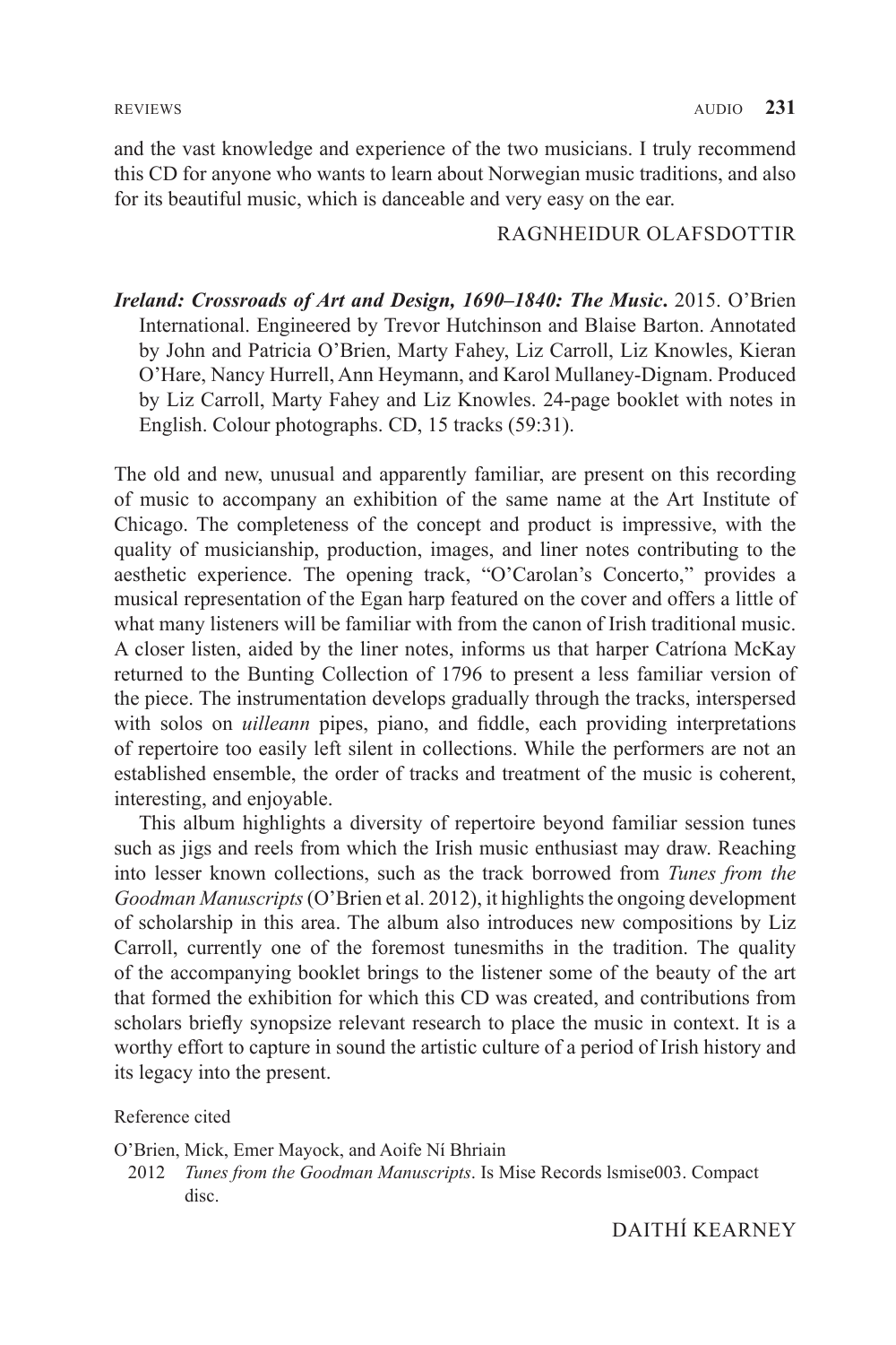and the vast knowledge and experience of the two musicians. I truly recommend this CD for anyone who wants to learn about Norwegian music traditions, and also for its beautiful music, which is danceable and very easy on the ear.

RAGNHEIDUR OLAFSDOTTIR

***Ireland: Crossroads of Art and Design, 1690–1840: The Music.*** 2015. O'Brien International. Engineered by Trevor Hutchinson and Blaise Barton. Annotated by John and Patricia O'Brien, Marty Fahey, Liz Carroll, Liz Knowles, Kieran O'Hare, Nancy Hurrell, Ann Heymann, and Karol Mullaney-Dignam. Produced by Liz Carroll, Marty Fahey and Liz Knowles. 24-page booklet with notes in English. Colour photographs. CD, 15 tracks (59:31).

The old and new, unusual and apparently familiar, are present on this recording of music to accompany an exhibition of the same name at the Art Institute of Chicago. The completeness of the concept and product is impressive, with the quality of musicianship, production, images, and liner notes contributing to the aesthetic experience. The opening track, "O'Carolan's Concerto," provides a musical representation of the Egan harp featured on the cover and offers a little of what many listeners will be familiar with from the canon of Irish traditional music. A closer listen, aided by the liner notes, informs us that harper Catríona McKay returned to the Bunting Collection of 1796 to present a less familiar version of the piece. The instrumentation develops gradually through the tracks, interspersed with solos on *uilleann* pipes, piano, and fiddle, each providing interpretations of repertoire too easily left silent in collections. While the performers are not an established ensemble, the order of tracks and treatment of the music is coherent, interesting, and enjoyable.

This album highlights a diversity of repertoire beyond familiar session tunes such as jigs and reels from which the Irish music enthusiast may draw. Reaching into lesser known collections, such as the track borrowed from *Tunes from the Goodman Manuscripts* (O'Brien et al. 2012), it highlights the ongoing development of scholarship in this area. The album also introduces new compositions by Liz Carroll, currently one of the foremost tunesmiths in the tradition. The quality of the accompanying booklet brings to the listener some of the beauty of the art that formed the exhibition for which this CD was created, and contributions from scholars briefly synopsize relevant research to place the music in context. It is a worthy effort to capture in sound the artistic culture of a period of Irish history and its legacy into the present.

Reference cited

O'Brien, Mick, Emer Mayock, and Aoife Ní Bhriain
2012 *Tunes from the Goodman Manuscripts*. Is Mise Records lsmise003. Compact disc.

DAITHÍ KEARNEY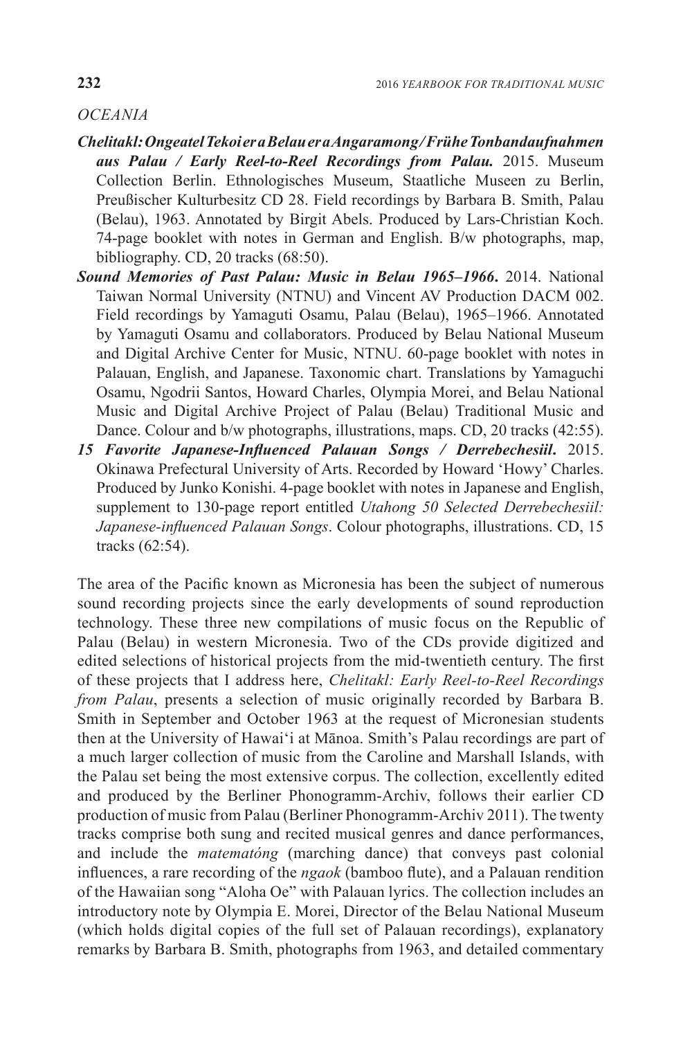*OCEANIA*

***Chelitakl: Ongeatel Tekoi er a Belau er a Angaramong / Frühe Tonbandaufnahmen aus Palau / Early Reel-to-Reel Recordings from Palau.*** 2015. Museum Collection Berlin. Ethnologisches Museum, Staatliche Museen zu Berlin, Preußischer Kulturbesitz CD 28. Field recordings by Barbara B. Smith, Palau (Belau), 1963. Annotated by Birgit Abels. Produced by Lars-Christian Koch. 74-page booklet with notes in German and English. B/w photographs, map, bibliography. CD, 20 tracks (68:50).

***Sound Memories of Past Palau: Music in Belau 1965–1966.*** 2014. National Taiwan Normal University (NTNU) and Vincent AV Production DACM 002. Field recordings by Yamaguti Osamu, Palau (Belau), 1965–1966. Annotated by Yamaguti Osamu and collaborators. Produced by Belau National Museum and Digital Archive Center for Music, NTNU. 60-page booklet with notes in Palauan, English, and Japanese. Taxonomic chart. Translations by Yamaguchi Osamu, Ngodrii Santos, Howard Charles, Olympia Morei, and Belau National Music and Digital Archive Project of Palau (Belau) Traditional Music and Dance. Colour and b/w photographs, illustrations, maps. CD, 20 tracks (42:55).

***15 Favorite Japanese-Influenced Palauan Songs / Derrebechesiil.*** 2015. Okinawa Prefectural University of Arts. Recorded by Howard 'Howy' Charles. Produced by Junko Konishi. 4-page booklet with notes in Japanese and English, supplement to 130-page report entitled *Utahong 50 Selected Derrebechesiil: Japanese-influenced Palauan Songs*. Colour photographs, illustrations. CD, 15 tracks (62:54).

The area of the Pacific known as Micronesia has been the subject of numerous sound recording projects since the early developments of sound reproduction technology. These three new compilations of music focus on the Republic of Palau (Belau) in western Micronesia. Two of the CDs provide digitized and edited selections of historical projects from the mid-twentieth century. The first of these projects that I address here, *Chelitakl: Early Reel-to-Reel Recordings from Palau*, presents a selection of music originally recorded by Barbara B. Smith in September and October 1963 at the request of Micronesian students then at the University of Hawaiʻi at Mānoa. Smith's Palau recordings are part of a much larger collection of music from the Caroline and Marshall Islands, with the Palau set being the most extensive corpus. The collection, excellently edited and produced by the Berliner Phonogramm-Archiv, follows their earlier CD production of music from Palau (Berliner Phonogramm-Archiv 2011). The twenty tracks comprise both sung and recited musical genres and dance performances, and include the *matematóng* (marching dance) that conveys past colonial influences, a rare recording of the *ngaok* (bamboo flute), and a Palauan rendition of the Hawaiian song "Aloha Oe" with Palauan lyrics. The collection includes an introductory note by Olympia E. Morei, Director of the Belau National Museum (which holds digital copies of the full set of Palauan recordings), explanatory remarks by Barbara B. Smith, photographs from 1963, and detailed commentary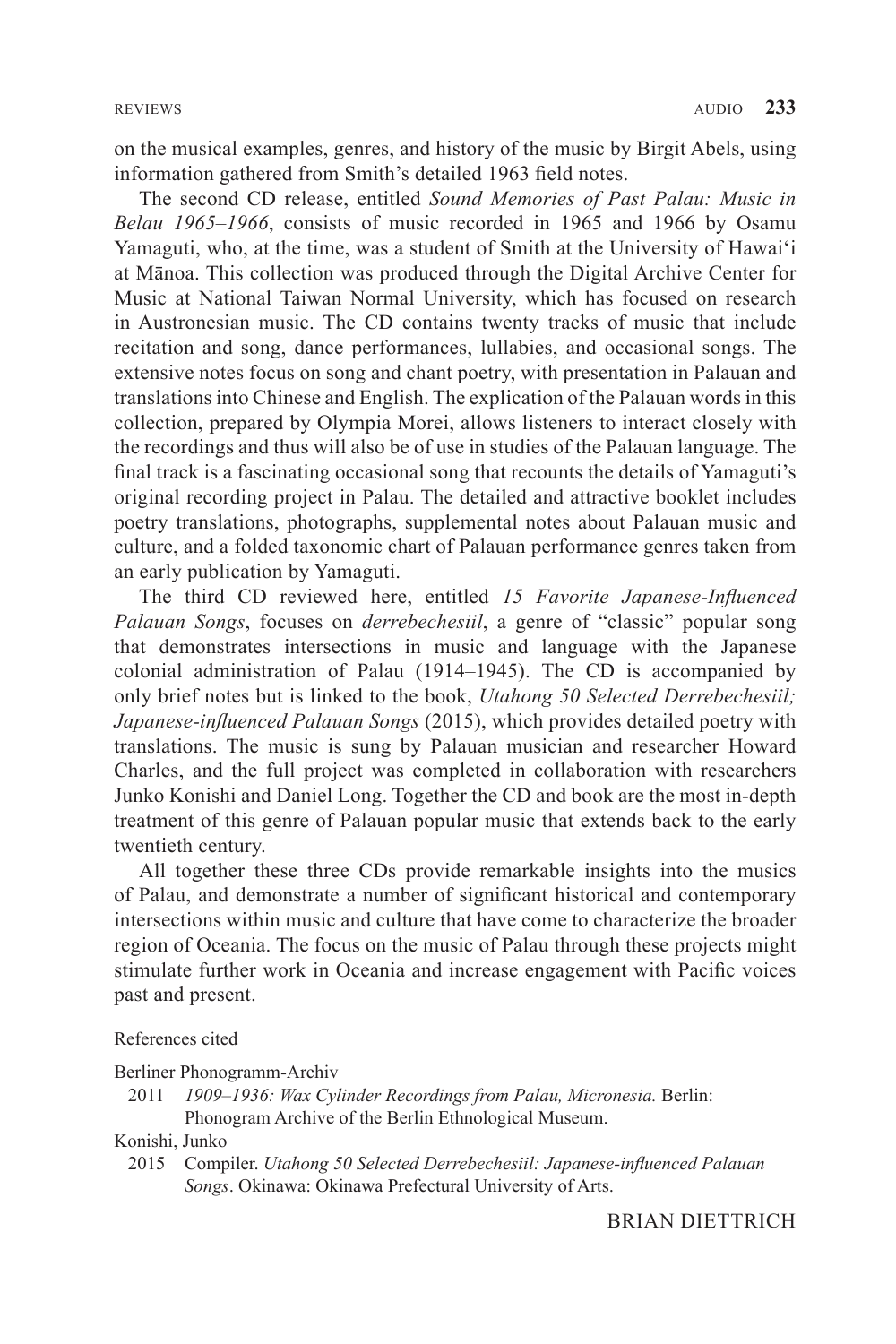on the musical examples, genres, and history of the music by Birgit Abels, using information gathered from Smith's detailed 1963 field notes.

The second CD release, entitled *Sound Memories of Past Palau: Music in Belau 1965–1966*, consists of music recorded in 1965 and 1966 by Osamu Yamaguti, who, at the time, was a student of Smith at the University of Hawai'i at Mānoa. This collection was produced through the Digital Archive Center for Music at National Taiwan Normal University, which has focused on research in Austronesian music. The CD contains twenty tracks of music that include recitation and song, dance performances, lullabies, and occasional songs. The extensive notes focus on song and chant poetry, with presentation in Palauan and translations into Chinese and English. The explication of the Palauan words in this collection, prepared by Olympia Morei, allows listeners to interact closely with the recordings and thus will also be of use in studies of the Palauan language. The final track is a fascinating occasional song that recounts the details of Yamaguti's original recording project in Palau. The detailed and attractive booklet includes poetry translations, photographs, supplemental notes about Palauan music and culture, and a folded taxonomic chart of Palauan performance genres taken from an early publication by Yamaguti.

The third CD reviewed here, entitled *15 Favorite Japanese-Influenced Palauan Songs*, focuses on *derrebechesiil*, a genre of "classic" popular song that demonstrates intersections in music and language with the Japanese colonial administration of Palau (1914–1945). The CD is accompanied by only brief notes but is linked to the book, *Utahong 50 Selected Derrebechesiil; Japanese-influenced Palauan Songs* (2015), which provides detailed poetry with translations. The music is sung by Palauan musician and researcher Howard Charles, and the full project was completed in collaboration with researchers Junko Konishi and Daniel Long. Together the CD and book are the most in-depth treatment of this genre of Palauan popular music that extends back to the early twentieth century.

All together these three CDs provide remarkable insights into the musics of Palau, and demonstrate a number of significant historical and contemporary intersections within music and culture that have come to characterize the broader region of Oceania. The focus on the music of Palau through these projects might stimulate further work in Oceania and increase engagement with Pacific voices past and present.

References cited

Berliner Phonogramm-Archiv

2011 *1909–1936: Wax Cylinder Recordings from Palau, Micronesia.* Berlin: Phonogram Archive of the Berlin Ethnological Museum.

Konishi, Junko

2015 Compiler. *Utahong 50 Selected Derrebechesiil: Japanese-influenced Palauan Songs*. Okinawa: Okinawa Prefectural University of Arts.

BRIAN DIETTRICH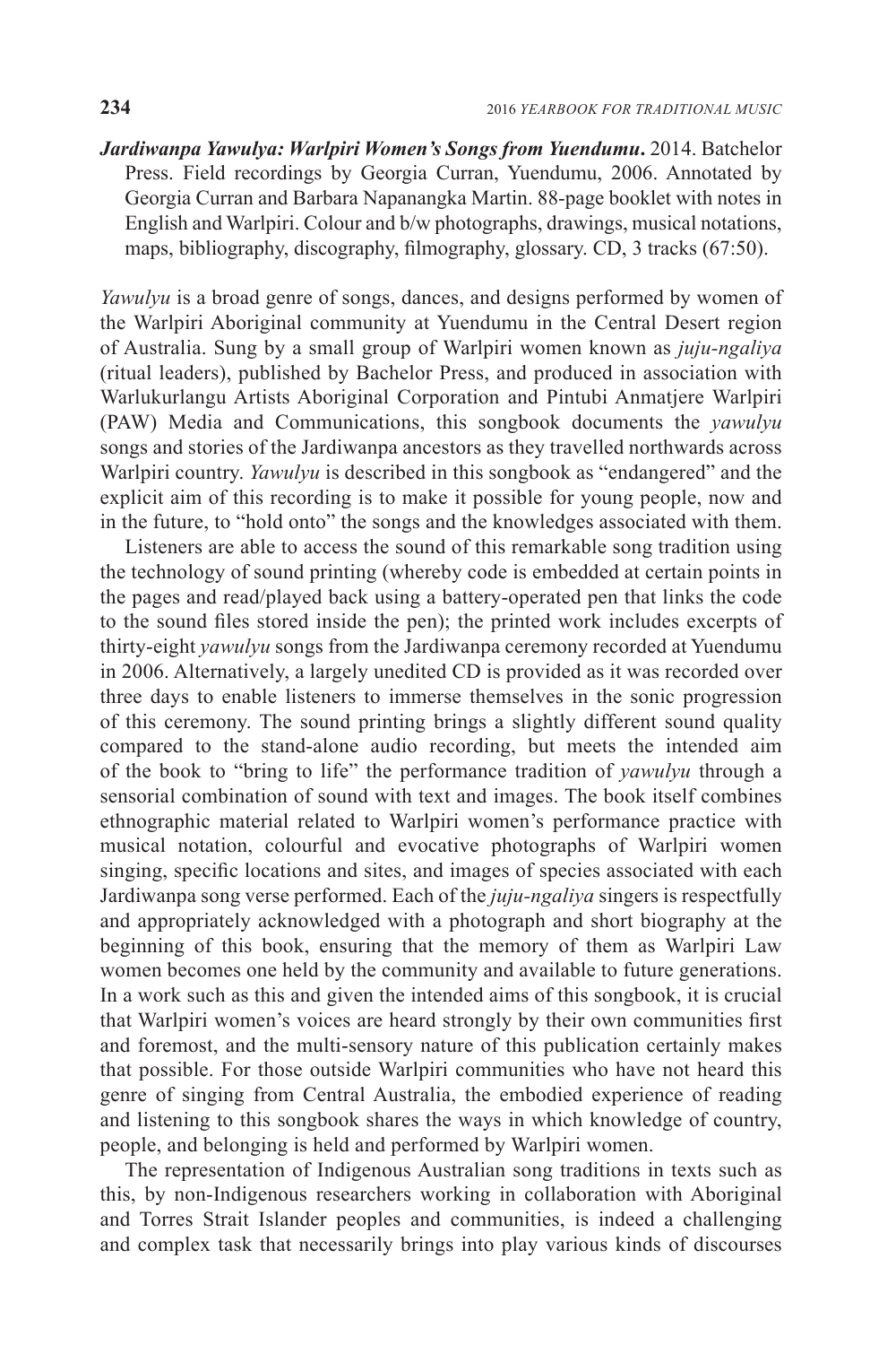***Jardiwanpa Yawulya: Warlpiri Women's Songs from Yuendumu*.** 2014. Batchelor Press. Field recordings by Georgia Curran, Yuendumu, 2006. Annotated by Georgia Curran and Barbara Napanangka Martin. 88-page booklet with notes in English and Warlpiri. Colour and b/w photographs, drawings, musical notations, maps, bibliography, discography, filmography, glossary. CD, 3 tracks (67:50).

*Yawulyu* is a broad genre of songs, dances, and designs performed by women of the Warlpiri Aboriginal community at Yuendumu in the Central Desert region of Australia. Sung by a small group of Warlpiri women known as *juju-ngaliya* (ritual leaders), published by Bachelor Press, and produced in association with Warlukurlangu Artists Aboriginal Corporation and Pintubi Anmatjere Warlpiri (PAW) Media and Communications, this songbook documents the *yawulyu* songs and stories of the Jardiwanpa ancestors as they travelled northwards across Warlpiri country. *Yawulyu* is described in this songbook as "endangered" and the explicit aim of this recording is to make it possible for young people, now and in the future, to "hold onto" the songs and the knowledges associated with them.

Listeners are able to access the sound of this remarkable song tradition using the technology of sound printing (whereby code is embedded at certain points in the pages and read/played back using a battery-operated pen that links the code to the sound files stored inside the pen); the printed work includes excerpts of thirty-eight *yawulyu* songs from the Jardiwanpa ceremony recorded at Yuendumu in 2006. Alternatively, a largely unedited CD is provided as it was recorded over three days to enable listeners to immerse themselves in the sonic progression of this ceremony. The sound printing brings a slightly different sound quality compared to the stand-alone audio recording, but meets the intended aim of the book to "bring to life" the performance tradition of *yawulyu* through a sensorial combination of sound with text and images. The book itself combines ethnographic material related to Warlpiri women's performance practice with musical notation, colourful and evocative photographs of Warlpiri women singing, specific locations and sites, and images of species associated with each Jardiwanpa song verse performed. Each of the *juju-ngaliya* singers is respectfully and appropriately acknowledged with a photograph and short biography at the beginning of this book, ensuring that the memory of them as Warlpiri Law women becomes one held by the community and available to future generations. In a work such as this and given the intended aims of this songbook, it is crucial that Warlpiri women's voices are heard strongly by their own communities first and foremost, and the multi-sensory nature of this publication certainly makes that possible. For those outside Warlpiri communities who have not heard this genre of singing from Central Australia, the embodied experience of reading and listening to this songbook shares the ways in which knowledge of country, people, and belonging is held and performed by Warlpiri women.

The representation of Indigenous Australian song traditions in texts such as this, by non-Indigenous researchers working in collaboration with Aboriginal and Torres Strait Islander peoples and communities, is indeed a challenging and complex task that necessarily brings into play various kinds of discourses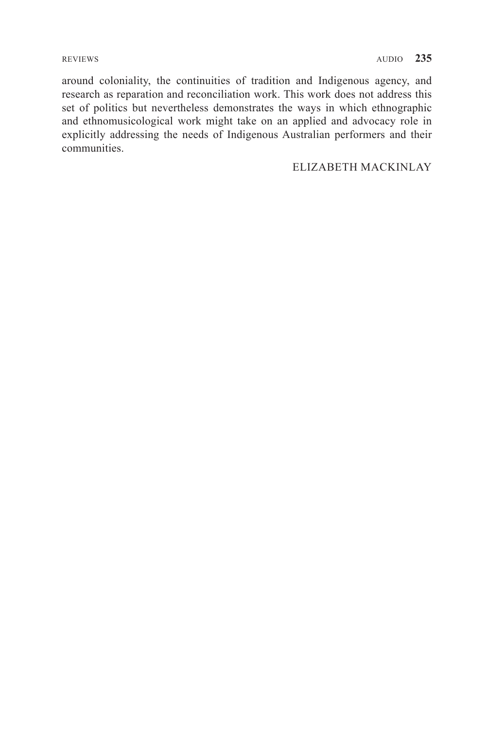around coloniality, the continuities of tradition and Indigenous agency, and research as reparation and reconciliation work. This work does not address this set of politics but nevertheless demonstrates the ways in which ethnographic and ethnomusicological work might take on an applied and advocacy role in explicitly addressing the needs of Indigenous Australian performers and their communities.

ELIZABETH MACKINLAY